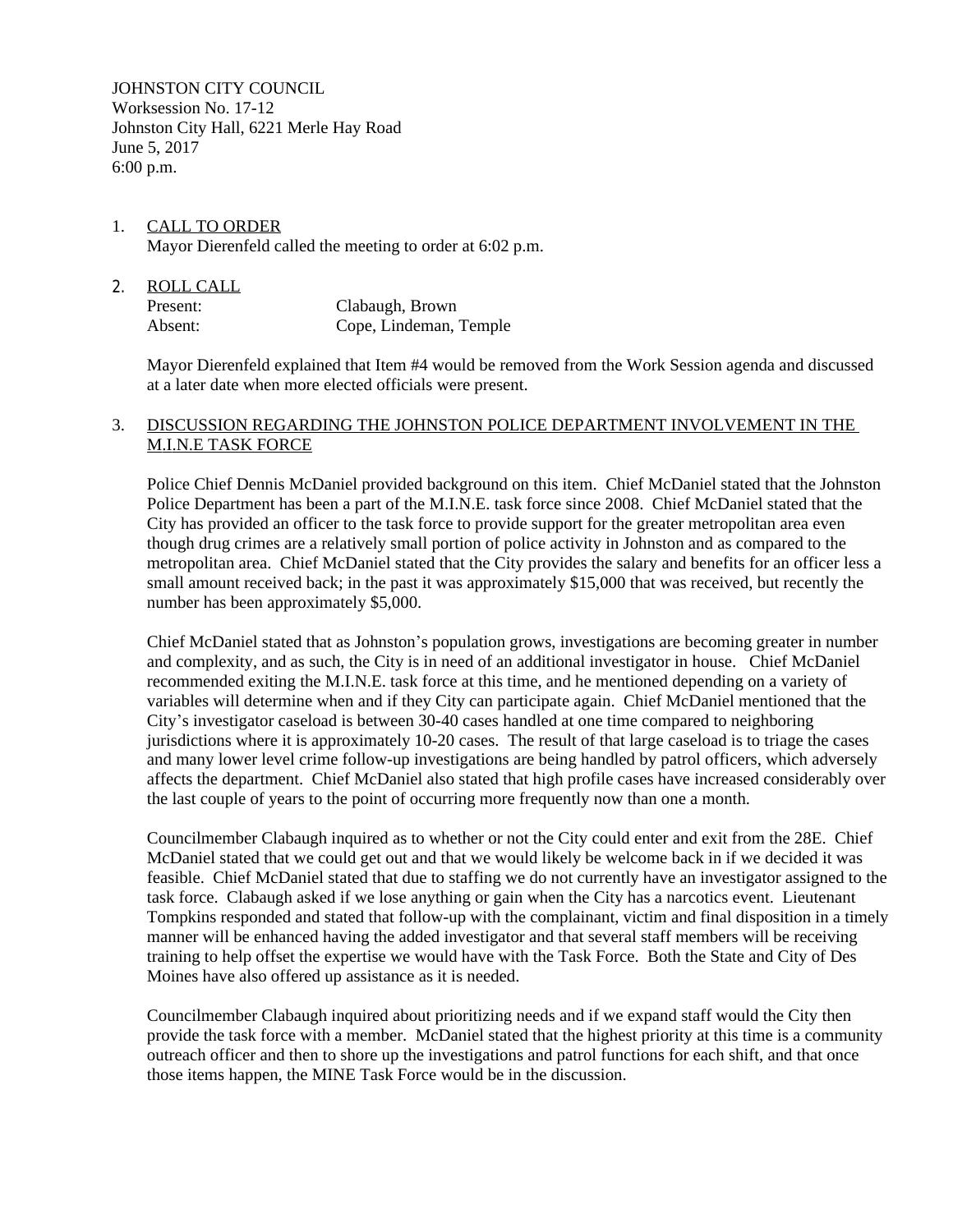JOHNSTON CITY COUNCIL
Worksession No. 17-12
Johnston City Hall, 6221 Merle Hay Road
June 5, 2017
6:00 p.m.

1. CALL TO ORDER
   Mayor Dierenfeld called the meeting to order at 6:02 p.m.

2. ROLL CALL

   | | |
   |---|---|
   | Present: | Clabaugh, Brown |
   | Absent: | Cope, Lindeman, Temple |

   Mayor Dierenfeld explained that Item #4 would be removed from the Work Session agenda and discussed at a later date when more elected officials were present.

3. DISCUSSION REGARDING THE JOHNSTON POLICE DEPARTMENT INVOLVEMENT IN THE M.I.N.E TASK FORCE

   Police Chief Dennis McDaniel provided background on this item. Chief McDaniel stated that the Johnston Police Department has been a part of the M.I.N.E. task force since 2008. Chief McDaniel stated that the City has provided an officer to the task force to provide support for the greater metropolitan area even though drug crimes are a relatively small portion of police activity in Johnston and as compared to the metropolitan area. Chief McDaniel stated that the City provides the salary and benefits for an officer less a small amount received back; in the past it was approximately $15,000 that was received, but recently the number has been approximately $5,000.

   Chief McDaniel stated that as Johnston's population grows, investigations are becoming greater in number and complexity, and as such, the City is in need of an additional investigator in house. Chief McDaniel recommended exiting the M.I.N.E. task force at this time, and he mentioned depending on a variety of variables will determine when and if they City can participate again. Chief McDaniel mentioned that the City's investigator caseload is between 30-40 cases handled at one time compared to neighboring jurisdictions where it is approximately 10-20 cases. The result of that large caseload is to triage the cases and many lower level crime follow-up investigations are being handled by patrol officers, which adversely affects the department. Chief McDaniel also stated that high profile cases have increased considerably over the last couple of years to the point of occurring more frequently now than one a month.

   Councilmember Clabaugh inquired as to whether or not the City could enter and exit from the 28E. Chief McDaniel stated that we could get out and that we would likely be welcome back in if we decided it was feasible. Chief McDaniel stated that due to staffing we do not currently have an investigator assigned to the task force. Clabaugh asked if we lose anything or gain when the City has a narcotics event. Lieutenant Tompkins responded and stated that follow-up with the complainant, victim and final disposition in a timely manner will be enhanced having the added investigator and that several staff members will be receiving training to help offset the expertise we would have with the Task Force. Both the State and City of Des Moines have also offered up assistance as it is needed.

   Councilmember Clabaugh inquired about prioritizing needs and if we expand staff would the City then provide the task force with a member. McDaniel stated that the highest priority at this time is a community outreach officer and then to shore up the investigations and patrol functions for each shift, and that once those items happen, the MINE Task Force would be in the discussion.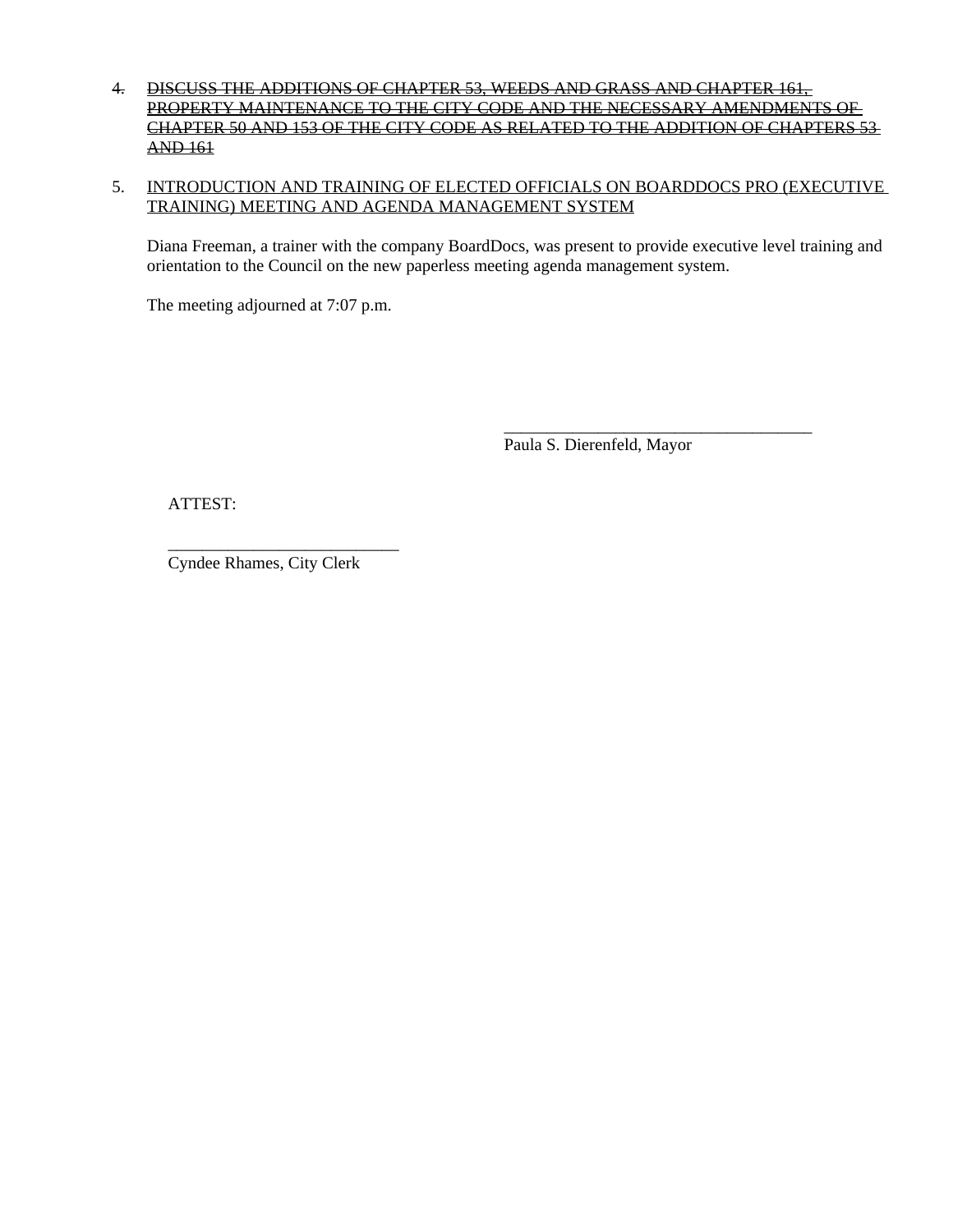4. ~~DISCUSS THE ADDITIONS OF CHAPTER 53, WEEDS AND GRASS AND CHAPTER 161, PROPERTY MAINTENANCE TO THE CITY CODE AND THE NECESSARY AMENDMENTS OF CHAPTER 50 AND 153 OF THE CITY CODE AS RELATED TO THE ADDITION OF CHAPTERS 53 AND 161~~

5. <u>INTRODUCTION AND TRAINING OF ELECTED OFFICIALS ON BOARDDOCS PRO (EXECUTIVE TRAINING) MEETING AND AGENDA MANAGEMENT SYSTEM</u>

   Diana Freeman, a trainer with the company BoardDocs, was present to provide executive level training and orientation to the Council on the new paperless meeting agenda management system.

   The meeting adjourned at 7:07 p.m.

_____________________________________
Paula S. Dierenfeld, Mayor

ATTEST:

___________________________
Cyndee Rhames, City Clerk